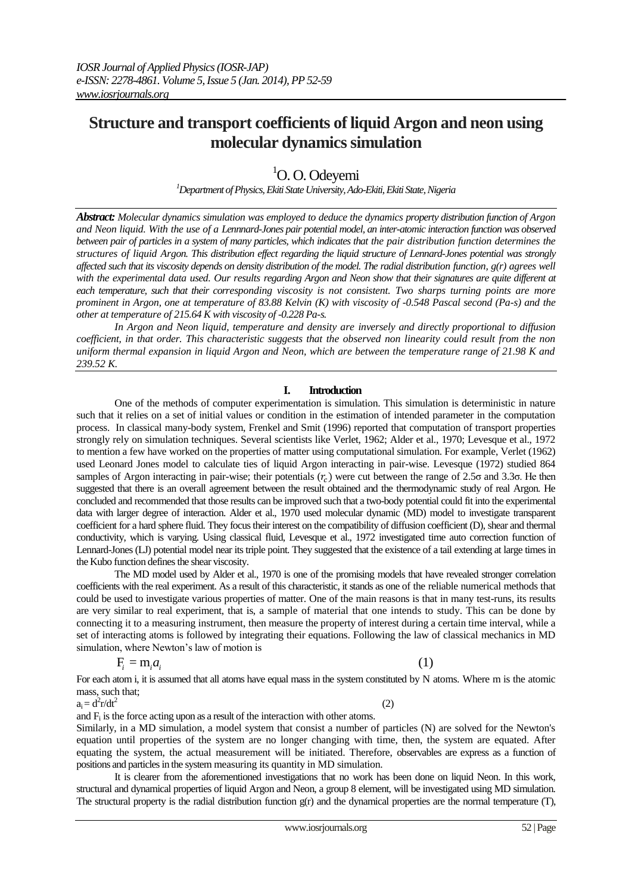# Structure and transport coefficients of liquid Argon and neon using molecular dynamics simulation

[1]O. O. Odeyemi

[1]*Department of Physics, Ekiti State University, Ado-Ekiti, Ekiti State, Nigeria*

***Abstract:*** *Molecular dynamics simulation was employed to deduce the dynamics property distribution function of Argon and Neon liquid. With the use of a Lennnard-Jones pair potential model, an inter-atomic interaction function was observed between pair of particles in a system of many particles, which indicates that the pair distribution function determines the structures of liquid Argon. This distribution effect regarding the liquid structure of Lennard-Jones potential was strongly affected such that its viscosity depends on density distribution of the model. The radial distribution function, g(r) agrees well with the experimental data used. Our results regarding Argon and Neon show that their signatures are quite different at each temperature, such that their corresponding viscosity is not consistent. Two sharps turning points are more prominent in Argon, one at temperature of 83.88 Kelvin (K) with viscosity of -0.548 Pascal second (Pa-s) and the other at temperature of 215.64 K with viscosity of -0.228 Pa-s.*

*In Argon and Neon liquid, temperature and density are inversely and directly proportional to diffusion coefficient, in that order. This characteristic suggests that the observed non linearity could result from the non uniform thermal expansion in liquid Argon and Neon, which are between the temperature range of 21.98 K and 239.52 K.*

## I. Introduction

One of the methods of computer experimentation is simulation. This simulation is deterministic in nature such that it relies on a set of initial values or condition in the estimation of intended parameter in the computation process. In classical many-body system, Frenkel and Smit (1996) reported that computation of transport properties strongly rely on simulation techniques. Several scientists like Verlet, 1962; Alder et al., 1970; Levesque et al., 1972 to mention a few have worked on the properties of matter using computational simulation. For example, Verlet (1962) used Leonard Jones model to calculate ties of liquid Argon interacting in pair-wise. Levesque (1972) studied 864 samples of Argon interacting in pair-wise; their potentials ($r_c$) were cut between the range of 2.5σ and 3.3σ. He then suggested that there is an overall agreement between the result obtained and the thermodynamic study of real Argon. He concluded and recommended that those results can be improved such that a two-body potential could fit into the experimental data with larger degree of interaction. Alder et al., 1970 used molecular dynamic (MD) model to investigate transparent coefficient for a hard sphere fluid. They focus their interest on the compatibility of diffusion coefficient (D), shear and thermal conductivity, which is varying. Using classical fluid, Levesque et al., 1972 investigated time auto correction function of Lennard-Jones (LJ) potential model near its triple point. They suggested that the existence of a tail extending at large times in the Kubo function defines the shear viscosity.

The MD model used by Alder et al., 1970 is one of the promising models that have revealed stronger correlation coefficients with the real experiment. As a result of this characteristic, it stands as one of the reliable numerical methods that could be used to investigate various properties of matter. One of the main reasons is that in many test-runs, its results are very similar to real experiment, that is, a sample of material that one intends to study. This can be done by connecting it to a measuring instrument, then measure the property of interest during a certain time interval, while a set of interacting atoms is followed by integrating their equations. Following the law of classical mechanics in MD simulation, where Newton's law of motion is

$$F_i = m_i a_i \qquad (1)$$

For each atom i, it is assumed that all atoms have equal mass in the system constituted by N atoms. Where m is the atomic mass, such that;

$$a_i = d^2r/dt^2 \qquad (2)$$

and $F_i$ is the force acting upon as a result of the interaction with other atoms.

Similarly, in a MD simulation, a model system that consist a number of particles (N) are solved for the Newton's equation until properties of the system are no longer changing with time, then, the system are equated. After equating the system, the actual measurement will be initiated. Therefore, observables are express as a function of positions and particles in the system measuring its quantity in MD simulation.

It is clearer from the aforementioned investigations that no work has been done on liquid Neon. In this work, structural and dynamical properties of liquid Argon and Neon, a group 8 element, will be investigated using MD simulation. The structural property is the radial distribution function g(r) and the dynamical properties are the normal temperature (T),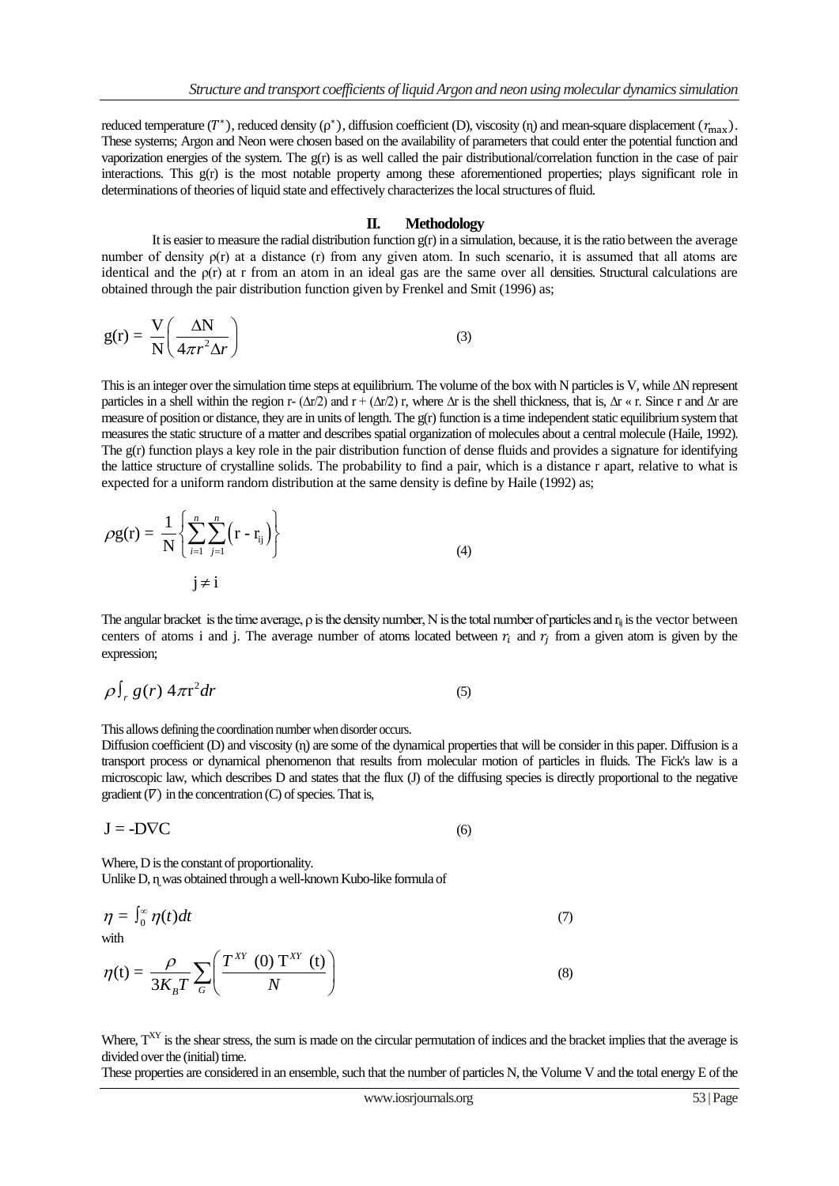reduced temperature ($T^*$), reduced density ($\rho^*$), diffusion coefficient (D), viscosity (η) and mean-square displacement ($r_{\max}$). These systems; Argon and Neon were chosen based on the availability of parameters that could enter the potential function and vaporization energies of the system. The g(r) is as well called the pair distributional/correlation function in the case of pair interactions. This g(r) is the most notable property among these aforementioned properties; plays significant role in determinations of theories of liquid state and effectively characterizes the local structures of fluid.

## II. Methodology

It is easier to measure the radial distribution function g(r) in a simulation, because, it is the ratio between the average number of density ρ(r) at a distance (r) from any given atom. In such scenario, it is assumed that all atoms are identical and the ρ(r) at r from an atom in an ideal gas are the same over all densities. Structural calculations are obtained through the pair distribution function given by Frenkel and Smit (1996) as;

$$\mathrm{g(r)} = \frac{\mathrm{V}}{\mathrm{N}}\left(\frac{\Delta \mathrm{N}}{4\pi r^2 \Delta r}\right) \tag{3}$$

This is an integer over the simulation time steps at equilibrium. The volume of the box with N particles is V, while ΔN represent particles in a shell within the region r- (Δr/2) and r + (Δr/2) r, where Δr is the shell thickness, that is, Δr « r. Since r and Δr are measure of position or distance, they are in units of length. The g(r) function is a time independent static equilibrium system that measures the static structure of a matter and describes spatial organization of molecules about a central molecule (Haile, 1992). The g(r) function plays a key role in the pair distribution function of dense fluids and provides a signature for identifying the lattice structure of crystalline solids. The probability to find a pair, which is a distance r apart, relative to what is expected for a uniform random distribution at the same density is define by Haile (1992) as;

$$\rho \mathrm{g(r)} = \frac{1}{\mathrm{N}}\left\{\sum_{i=1}^{n}\sum_{\substack{j=1 \\ j \neq i}}^{n}\left(\mathrm{r} - \mathrm{r_{ij}}\right)\right\} \tag{4}$$

The angular bracket is the time average, ρ is the density number, N is the total number of particles and $r_{ij}$ is the vector between centers of atoms i and j. The average number of atoms located between $r_i$ and $r_j$ from a given atom is given by the expression;

$$\rho \int_r g(r)\, 4\pi \mathrm{r}^2 dr \tag{5}$$

This allows defining the coordination number when disorder occurs.

Diffusion coefficient (D) and viscosity (η) are some of the dynamical properties that will be consider in this paper. Diffusion is a transport process or dynamical phenomenon that results from molecular motion of particles in fluids. The Fick's law is a microscopic law, which describes D and states that the flux (J) of the diffusing species is directly proportional to the negative gradient ($\nabla$) in the concentration (C) of species. That is,

$$\mathrm{J} = -\mathrm{D}\nabla\mathrm{C} \tag{6}$$

Where, D is the constant of proportionality.

Unlike D, η was obtained through a well-known Kubo-like formula of

$$\eta = \int_0^\infty \eta(t)dt \tag{7}$$

with

$$\eta(\mathrm{t}) = \frac{\rho}{3K_B T}\sum_G \left(\frac{T^{XY}\ (0)\ \mathrm{T}^{XY}\ (\mathrm{t})}{N}\right) \tag{8}$$

Where, $T^{XY}$ is the shear stress, the sum is made on the circular permutation of indices and the bracket implies that the average is divided over the (initial) time.

These properties are considered in an ensemble, such that the number of particles N, the Volume V and the total energy E of the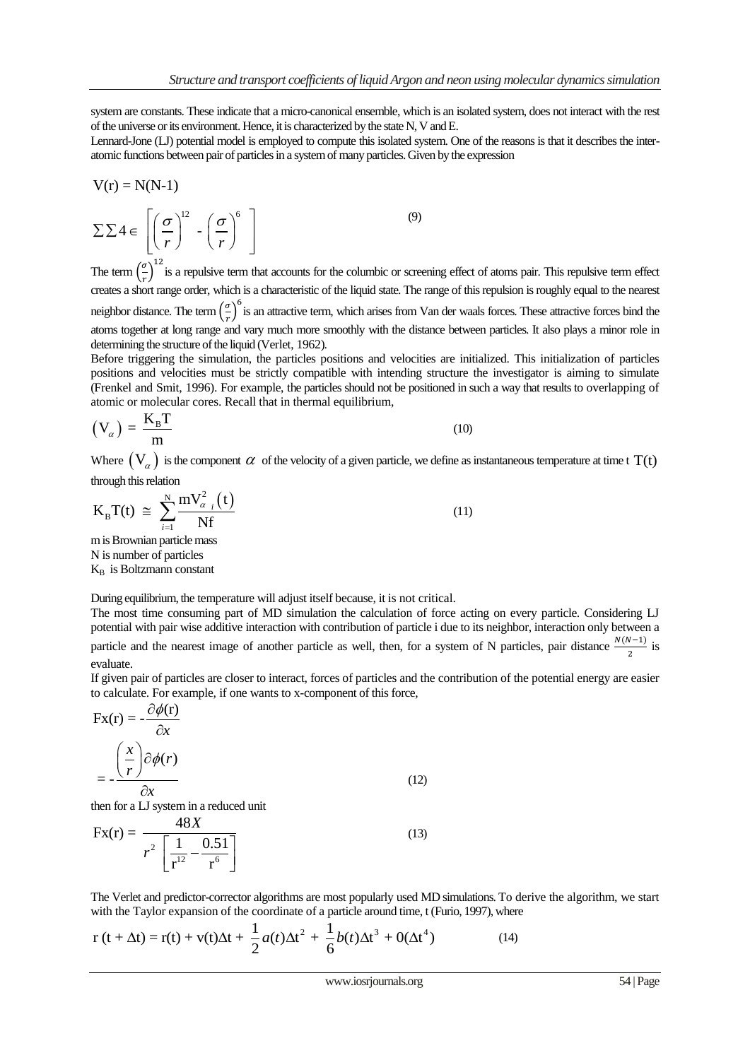system are constants. These indicate that a micro-canonical ensemble, which is an isolated system, does not interact with the rest of the universe or its environment. Hence, it is characterized by the state N, V and E.

Lennard-Jone (LJ) potential model is employed to compute this isolated system. One of the reasons is that it describes the inter-atomic functions between pair of particles in a system of many particles. Given by the expression

$$V(r) = N(N-1)$$

$$\sum\sum 4 \in \left[ \left(\frac{\sigma}{r}\right)^{12} - \left(\frac{\sigma}{r}\right)^{6} \right] \tag{9}$$

The term $\left(\frac{\sigma}{r}\right)^{12}$ is a repulsive term that accounts for the columbic or screening effect of atoms pair. This repulsive term effect creates a short range order, which is a characteristic of the liquid state. The range of this repulsion is roughly equal to the nearest neighbor distance. The term $\left(\frac{\sigma}{r}\right)^{6}$ is an attractive term, which arises from Van der waals forces. These attractive forces bind the atoms together at long range and vary much more smoothly with the distance between particles. It also plays a minor role in determining the structure of the liquid (Verlet, 1962).

Before triggering the simulation, the particles positions and velocities are initialized. This initialization of particles positions and velocities must be strictly compatible with intending structure the investigator is aiming to simulate (Frenkel and Smit, 1996). For example, the particles should not be positioned in such a way that results to overlapping of atomic or molecular cores. Recall that in thermal equilibrium,

$$\left(V_{\alpha}\right) = \frac{K_B T}{m} \tag{10}$$

Where $\left(V_{\alpha}\right)$ is the component $\alpha$ of the velocity of a given particle, we define as instantaneous temperature at time t $T(t)$ through this relation

$$K_B T(t) \cong \sum_{i=1}^{N} \frac{m V_{\alpha\ i}^{2}(t)}{Nf} \tag{11}$$

m is Brownian particle mass  
N is number of particles  
$K_B$ is Boltzmann constant

During equilibrium, the temperature will adjust itself because, it is not critical.

The most time consuming part of MD simulation the calculation of force acting on every particle. Considering LJ potential with pair wise additive interaction with contribution of particle i due to its neighbor, interaction only between a particle and the nearest image of another particle as well, then, for a system of N particles, pair distance $\frac{N(N-1)}{2}$ is evaluate.

If given pair of particles are closer to interact, forces of particles and the contribution of the potential energy are easier to calculate. For example, if one wants to x-component of this force,

$$Fx(r) = -\frac{\partial \phi(r)}{\partial x}$$

$$= -\frac{\left(\frac{x}{r}\right)\partial \phi(r)}{\partial x} \tag{12}$$

then for a LJ system in a reduced unit

$$Fx(r) = \frac{48X}{r^{2}\left[\frac{1}{r^{12}} - \frac{0.51}{r^{6}}\right]} \tag{13}$$

The Verlet and predictor-corrector algorithms are most popularly used MD simulations. To derive the algorithm, we start with the Taylor expansion of the coordinate of a particle around time, t (Furio, 1997), where

$$r(t + \Delta t) = r(t) + v(t)\Delta t + \frac{1}{2}a(t)\Delta t^{2} + \frac{1}{6}b(t)\Delta t^{3} + 0(\Delta t^{4}) \tag{14}$$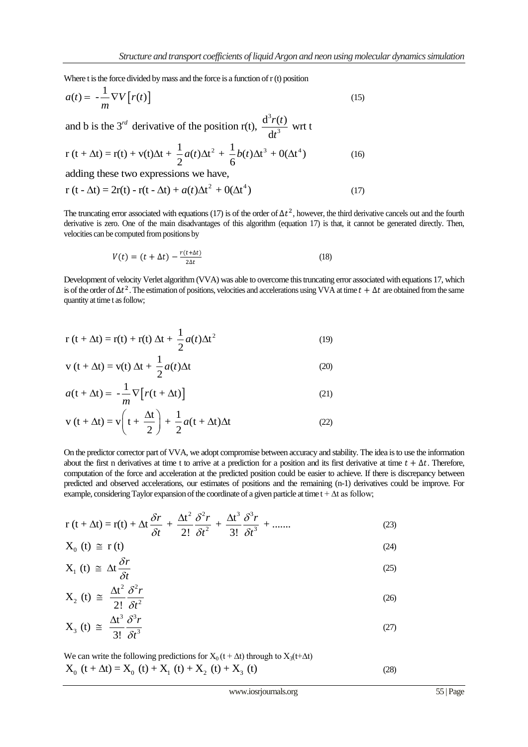Where t is the force divided by mass and the force is a function of r (t) position

$$a(t) = -\frac{1}{m}\nabla V\left[r(t)\right] \tag{15}$$

and b is the $3^{rd}$ derivative of the position r(t), $\frac{d^3r(t)}{dt^3}$ wrt t

$$\text{r}(\text{t} + \Delta\text{t}) = \text{r(t)} + \text{v(t)}\Delta\text{t} + \frac{1}{2}a(t)\Delta\text{t}^2 + \frac{1}{6}b(t)\Delta\text{t}^3 + 0(\Delta\text{t}^4) \tag{16}$$

adding these two expressions we have,

$$\text{r}(\text{t} - \Delta\text{t}) = 2\text{r(t)} - \text{r}(\text{t} - \Delta\text{t}) + a(t)\Delta\text{t}^2 + 0(\Delta\text{t}^4) \tag{17}$$

The truncating error associated with equations (17) is of the order of $\Delta t^2$, however, the third derivative cancels out and the fourth derivative is zero. One of the main disadvantages of this algorithm (equation 17) is that, it cannot be generated directly. Then, velocities can be computed from positions by

$$V(t) = (t + \Delta t) - \frac{r(t+\Delta t)}{2\Delta t} \tag{18}$$

Development of velocity Verlet algorithm (VVA) was able to overcome this truncating error associated with equations 17, which is of the order of $\Delta t^2$. The estimation of positions, velocities and accelerations using VVA at time $t + \Delta t$ are obtained from the same quantity at time t as follow;

$$\text{r}(\text{t} + \Delta\text{t}) = \text{r(t)} + \text{r(t)}\,\Delta\text{t} + \frac{1}{2}a(t)\Delta\text{t}^2 \tag{19}$$

$$\text{v}(\text{t} + \Delta\text{t}) = \text{v(t)}\,\Delta\text{t} + \frac{1}{2}a(t)\Delta\text{t} \tag{20}$$

$$a(\text{t} + \Delta\text{t}) = -\frac{1}{m}\nabla\left[r(\text{t} + \Delta\text{t})\right] \tag{21}$$

$$\text{v}(\text{t} + \Delta\text{t}) = \text{v}\left(\text{t} + \frac{\Delta\text{t}}{2}\right) + \frac{1}{2}a(\text{t} + \Delta\text{t})\Delta\text{t} \tag{22}$$

On the predictor corrector part of VVA, we adopt compromise between accuracy and stability. The idea is to use the information about the first n derivatives at time t to arrive at a prediction for a position and its first derivative at time $t + \Delta t$. Therefore, computation of the force and acceleration at the predicted position could be easier to achieve. If there is discrepancy between predicted and observed accelerations, our estimates of positions and the remaining (n-1) derivatives could be improve. For example, considering Taylor expansion of the coordinate of a given particle at time $t + \Delta t$ as follow;

$$\text{r}(\text{t} + \Delta\text{t}) = \text{r(t)} + \Delta\text{t}\frac{\delta r}{\delta t} + \frac{\Delta\text{t}^2}{2!}\frac{\delta^2 r}{\delta t^2} + \frac{\Delta\text{t}^3}{3!}\frac{\delta^3 r}{\delta t^3} + \ldots\ldots. \tag{23}$$

$$\text{X}_0\ (\text{t}) \cong \text{r}\ (\text{t}) \tag{24}$$

$$\text{X}_1\ (\text{t}) \cong \Delta\text{t}\frac{\delta r}{\delta t} \tag{25}$$

$$\text{X}_2\ (\text{t}) \cong \frac{\Delta\text{t}^2}{2!}\frac{\delta^2 r}{\delta t^2} \tag{26}$$

$$\text{X}_3\ (\text{t}) \cong \frac{\Delta\text{t}^3}{3!}\frac{\delta^3 r}{\delta t^3} \tag{27}$$

We can write the following predictions for $X_0(t + \Delta t)$ through to $X_3(t+\Delta t)$

$$\text{X}_0\ (\text{t} + \Delta\text{t}) = \text{X}_0\ (\text{t}) + \text{X}_1\ (\text{t}) + \text{X}_2\ (\text{t}) + \text{X}_3\ (\text{t}) \tag{28}$$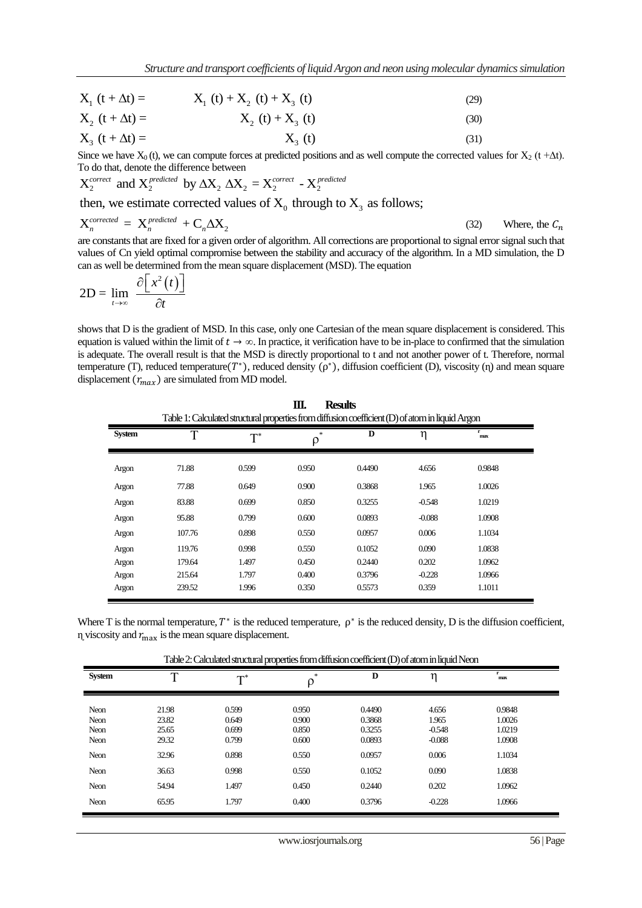$$X_1\ (t + \Delta t) = \qquad X_1\ (t) + X_2\ (t) + X_3\ (t) \tag{29}$$

$$X_2\ (t + \Delta t) = \qquad X_2\ (t) + X_3\ (t) \tag{30}$$

$$X_3\ (t + \Delta t) = \qquad X_3\ (t) \tag{31}$$

Since we have $X_0$ (t), we can compute forces at predicted positions and as well compute the corrected values for $X_2$ (t +Δt). To do that, denote the difference between

$X_2^{correct}$ and $X_2^{predicted}$ by $\Delta X_2$ $\Delta X_2 = X_2^{correct} - X_2^{predicted}$

then, we estimate corrected values of $X_0$ through to $X_3$ as follows;

$$X_n^{corrected} = X_n^{predicted} + C_n \Delta X_2 \tag{32}$$

Where, the $C_n$ are constants that are fixed for a given order of algorithm. All corrections are proportional to signal error signal such that values of Cn yield optimal compromise between the stability and accuracy of the algorithm. In a MD simulation, the D can as well be determined from the mean square displacement (MSD). The equation

$$2D = \lim_{t \to \infty} \frac{\partial \left[ x^2(t) \right]}{\partial t}$$

shows that D is the gradient of MSD. In this case, only one Cartesian of the mean square displacement is considered. This equation is valued within the limit of $t \to \infty$. In practice, it verification have to be in-place to confirmed that the simulation is adequate. The overall result is that the MSD is directly proportional to t and not another power of t. Therefore, normal temperature (T), reduced temperature($T^*$), reduced density ($\rho^*$), diffusion coefficient (D), viscosity (η) and mean square displacement ($r_{max}$) are simulated from MD model.

## III. Results

Table 1: Calculated structural properties from diffusion coefficient (D) of atom in liquid Argon

| System | T | $T^*$ | $\rho^*$ | D | η | $r_{max}$ |
|---|---|---|---|---|---|---|
| Argon | 71.88 | 0.599 | 0.950 | 0.4490 | 4.656 | 0.9848 |
| Argon | 77.88 | 0.649 | 0.900 | 0.3868 | 1.965 | 1.0026 |
| Argon | 83.88 | 0.699 | 0.850 | 0.3255 | -0.548 | 1.0219 |
| Argon | 95.88 | 0.799 | 0.600 | 0.0893 | -0.088 | 1.0908 |
| Argon | 107.76 | 0.898 | 0.550 | 0.0957 | 0.006 | 1.1034 |
| Argon | 119.76 | 0.998 | 0.550 | 0.1052 | 0.090 | 1.0838 |
| Argon | 179.64 | 1.497 | 0.450 | 0.2440 | 0.202 | 1.0962 |
| Argon | 215.64 | 1.797 | 0.400 | 0.3796 | -0.228 | 1.0966 |
| Argon | 239.52 | 1.996 | 0.350 | 0.5573 | 0.359 | 1.1011 |

Where T is the normal temperature, $T^*$ is the reduced temperature, $\rho^*$ is the reduced density, D is the diffusion coefficient, η viscosity and $r_{max}$ is the mean square displacement.

Table 2: Calculated structural properties from diffusion coefficient (D) of atom in liquid Neon

| System | T | $T^*$ | $\rho^*$ | D | η | $r_{max}$ |
|---|---|---|---|---|---|---|
| Neon | 21.98 | 0.599 | 0.950 | 0.4490 | 4.656 | 0.9848 |
| Neon | 23.82 | 0.649 | 0.900 | 0.3868 | 1.965 | 1.0026 |
| Neon | 25.65 | 0.699 | 0.850 | 0.3255 | -0.548 | 1.0219 |
| Neon | 29.32 | 0.799 | 0.600 | 0.0893 | -0.088 | 1.0908 |
| Neon | 32.96 | 0.898 | 0.550 | 0.0957 | 0.006 | 1.1034 |
| Neon | 36.63 | 0.998 | 0.550 | 0.1052 | 0.090 | 1.0838 |
| Neon | 54.94 | 1.497 | 0.450 | 0.2440 | 0.202 | 1.0962 |
| Neon | 65.95 | 1.797 | 0.400 | 0.3796 | -0.228 | 1.0966 |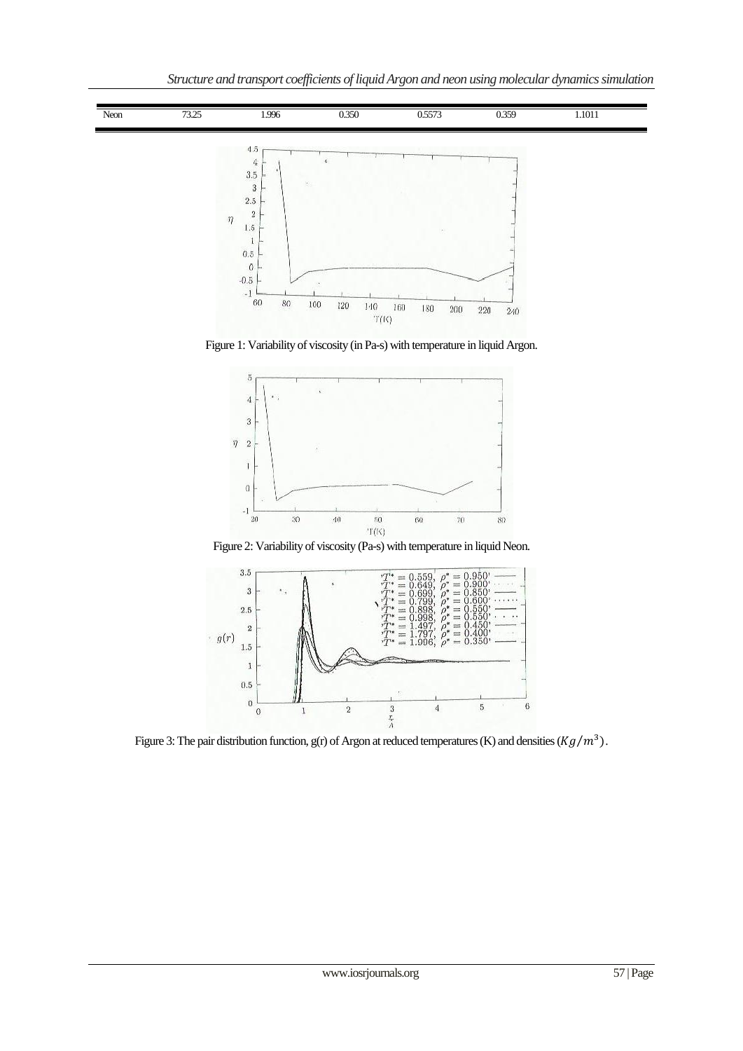| Neon | 73.25 | 1.996 | 0.350 | 0.5573 | 0.359 | 1.1011 |
|---|---|---|---|---|---|---|

Figure 1: Variability of viscosity (in Pa-s) with temperature in liquid Argon.

Figure 2: Variability of viscosity (Pa-s) with temperature in liquid Neon.

Figure 3: The pair distribution function, g(r) of Argon at reduced temperatures (K) and densities ($Kg/m^3$).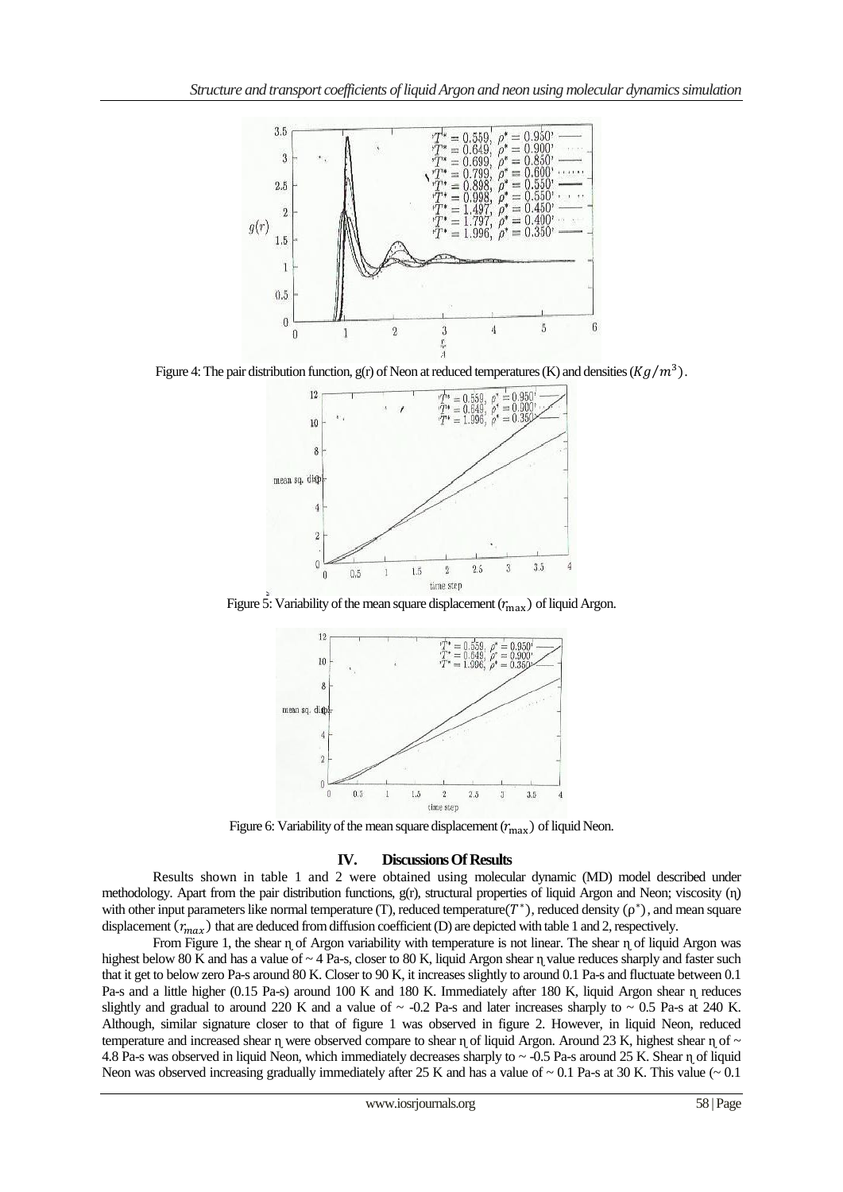Figure 4: The pair distribution function, g(r) of Neon at reduced temperatures (K) and densities ($Kg/m^3$).

Figure 5: Variability of the mean square displacement ($r_{max}$) of liquid Argon.

Figure 6: Variability of the mean square displacement ($r_{max}$) of liquid Neon.

## IV. Discussions Of Results

Results shown in table 1 and 2 were obtained using molecular dynamic (MD) model described under methodology. Apart from the pair distribution functions, g(r), structural properties of liquid Argon and Neon; viscosity (η) with other input parameters like normal temperature (T), reduced temperature($T^*$), reduced density ($\rho^*$), and mean square displacement ($r_{max}$) that are deduced from diffusion coefficient (D) are depicted with table 1 and 2, respectively.

From Figure 1, the shear η of Argon variability with temperature is not linear. The shear η of liquid Argon was highest below 80 K and has a value of ~ 4 Pa-s, closer to 80 K, liquid Argon shear η value reduces sharply and faster such that it get to below zero Pa-s around 80 K. Closer to 90 K, it increases slightly to around 0.1 Pa-s and fluctuate between 0.1 Pa-s and a little higher (0.15 Pa-s) around 100 K and 180 K. Immediately after 180 K, liquid Argon shear η reduces slightly and gradual to around 220 K and a value of ~ -0.2 Pa-s and later increases sharply to ~ 0.5 Pa-s at 240 K. Although, similar signature closer to that of figure 1 was observed in figure 2. However, in liquid Neon, reduced temperature and increased shear η were observed compare to shear η of liquid Argon. Around 23 K, highest shear η of ~ 4.8 Pa-s was observed in liquid Neon, which immediately decreases sharply to ~ -0.5 Pa-s around 25 K. Shear η of liquid Neon was observed increasing gradually immediately after 25 K and has a value of ~ 0.1 Pa-s at 30 K. This value (~ 0.1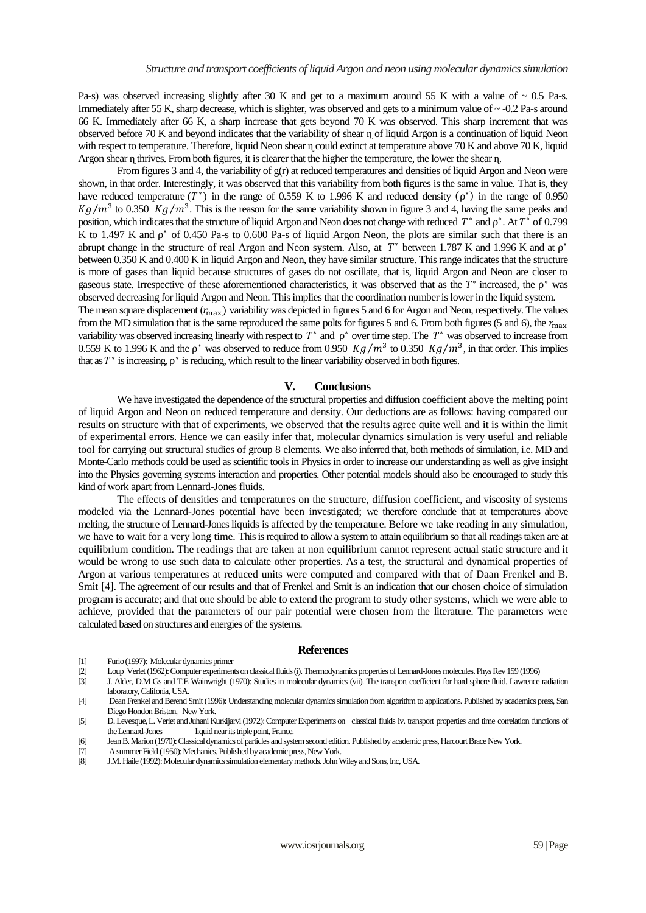Pa-s) was observed increasing slightly after 30 K and get to a maximum around 55 K with a value of ~ 0.5 Pa-s. Immediately after 55 K, sharp decrease, which is slighter, was observed and gets to a minimum value of ~ -0.2 Pa-s around 66 K. Immediately after 66 K, a sharp increase that gets beyond 70 K was observed. This sharp increment that was observed before 70 K and beyond indicates that the variability of shear η of liquid Argon is a continuation of liquid Neon with respect to temperature. Therefore, liquid Neon shear η could extinct at temperature above 70 K and above 70 K, liquid Argon shear η thrives. From both figures, it is clearer that the higher the temperature, the lower the shear η.

From figures 3 and 4, the variability of g(r) at reduced temperatures and densities of liquid Argon and Neon were shown, in that order. Interestingly, it was observed that this variability from both figures is the same in value. That is, they have reduced temperature ($T^*$) in the range of 0.559 K to 1.996 K and reduced density ($\rho^*$) in the range of 0.950 $Kg/m^3$ to 0.350 $Kg/m^3$. This is the reason for the same variability shown in figure 3 and 4, having the same peaks and position, which indicates that the structure of liquid Argon and Neon does not change with reduced $T^*$ and $\rho^*$. At $T^*$ of 0.799 K to 1.497 K and $\rho^*$ of 0.450 Pa-s to 0.600 Pa-s of liquid Argon Neon, the plots are similar such that there is an abrupt change in the structure of real Argon and Neon system. Also, at $T^*$ between 1.787 K and 1.996 K and at $\rho^*$ between 0.350 K and 0.400 K in liquid Argon and Neon, they have similar structure. This range indicates that the structure is more of gases than liquid because structures of gases do not oscillate, that is, liquid Argon and Neon are closer to gaseous state. Irrespective of these aforementioned characteristics, it was observed that as the $T^*$ increased, the $\rho^*$ was observed decreasing for liquid Argon and Neon. This implies that the coordination number is lower in the liquid system.

The mean square displacement ($r_{\max}$) variability was depicted in figures 5 and 6 for Argon and Neon, respectively. The values from the MD simulation that is the same reproduced the same polts for figures 5 and 6. From both figures (5 and 6), the $r_{\max}$ variability was observed increasing linearly with respect to $T^*$ and $\rho^*$ over time step. The $T^*$ was observed to increase from 0.559 K to 1.996 K and the $\rho^*$ was observed to reduce from 0.950 $Kg/m^3$ to 0.350 $Kg/m^3$, in that order. This implies that as $T^*$ is increasing, $\rho^*$ is reducing, which result to the linear variability observed in both figures.

## V. Conclusions

We have investigated the dependence of the structural properties and diffusion coefficient above the melting point of liquid Argon and Neon on reduced temperature and density. Our deductions are as follows: having compared our results on structure with that of experiments, we observed that the results agree quite well and it is within the limit of experimental errors. Hence we can easily infer that, molecular dynamics simulation is very useful and reliable tool for carrying out structural studies of group 8 elements. We also inferred that, both methods of simulation, i.e. MD and Monte-Carlo methods could be used as scientific tools in Physics in order to increase our understanding as well as give insight into the Physics governing systems interaction and properties. Other potential models should also be encouraged to study this kind of work apart from Lennard-Jones fluids.

The effects of densities and temperatures on the structure, diffusion coefficient, and viscosity of systems modeled via the Lennard-Jones potential have been investigated; we therefore conclude that at temperatures above melting, the structure of Lennard-Jones liquids is affected by the temperature. Before we take reading in any simulation, we have to wait for a very long time. This is required to allow a system to attain equilibrium so that all readings taken are at equilibrium condition. The readings that are taken at non equilibrium cannot represent actual static structure and it would be wrong to use such data to calculate other properties. As a test, the structural and dynamical properties of Argon at various temperatures at reduced units were computed and compared with that of Daan Frenkel and B. Smit [4]. The agreement of our results and that of Frenkel and Smit is an indication that our chosen choice of simulation program is accurate; and that one should be able to extend the program to study other systems, which we were able to achieve, provided that the parameters of our pair potential were chosen from the literature. The parameters were calculated based on structures and energies of the systems.

## References

[1] Furio (1997): Molecular dynamics primer

[2] Loup Verlet (1962): Computer experiments on classical fluids (i). Thermodynamics properties of Lennard-Jones molecules. Phys Rev 159 (1996)

[3] J. Alder, D.M Gs and T.E Wainwright (1970): Studies in molecular dynamics (vii). The transport coefficient for hard sphere fluid. Lawrence radiation laboratory, Califonia, USA.

[4] Dean Frenkel and Berend Smit (1996): Understanding molecular dynamics simulation from algorithm to applications. Published by academics press, San Diego Hondon Briston, New York.

[5] D. Levesque, L. Verlet and Juhani Kurkijarvi (1972): Computer Experiments on classical fluids iv. transport properties and time correlation functions of the Lennard-Jones liquid near its triple point, France.

[6] Jean B. Marion (1970): Classical dynamics of particles and system second edition. Published by academic press, Harcourt Brace New York.

[7] A summer Field (1950): Mechanics. Published by academic press, New York.

[8] J.M. Haile (1992): Molecular dynamics simulation elementary methods. John Wiley and Sons, Inc, USA.